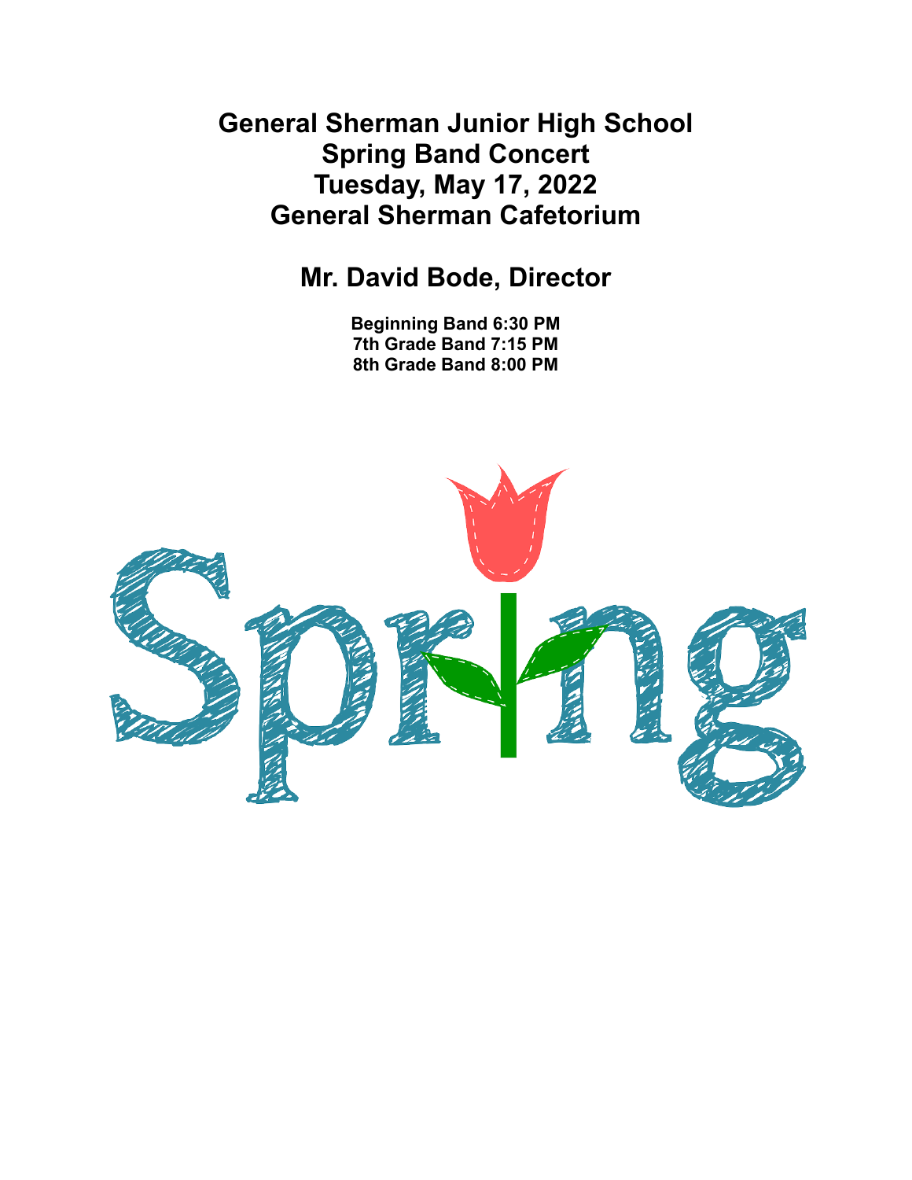# General Sherman Junior High School
# Spring Band Concert
# Tuesday, May 17, 2022
# General Sherman Cafetorium

## Mr. David Bode, Director

**Beginning Band 6:30 PM**
**7th Grade Band 7:15 PM**
**8th Grade Band 8:00 PM**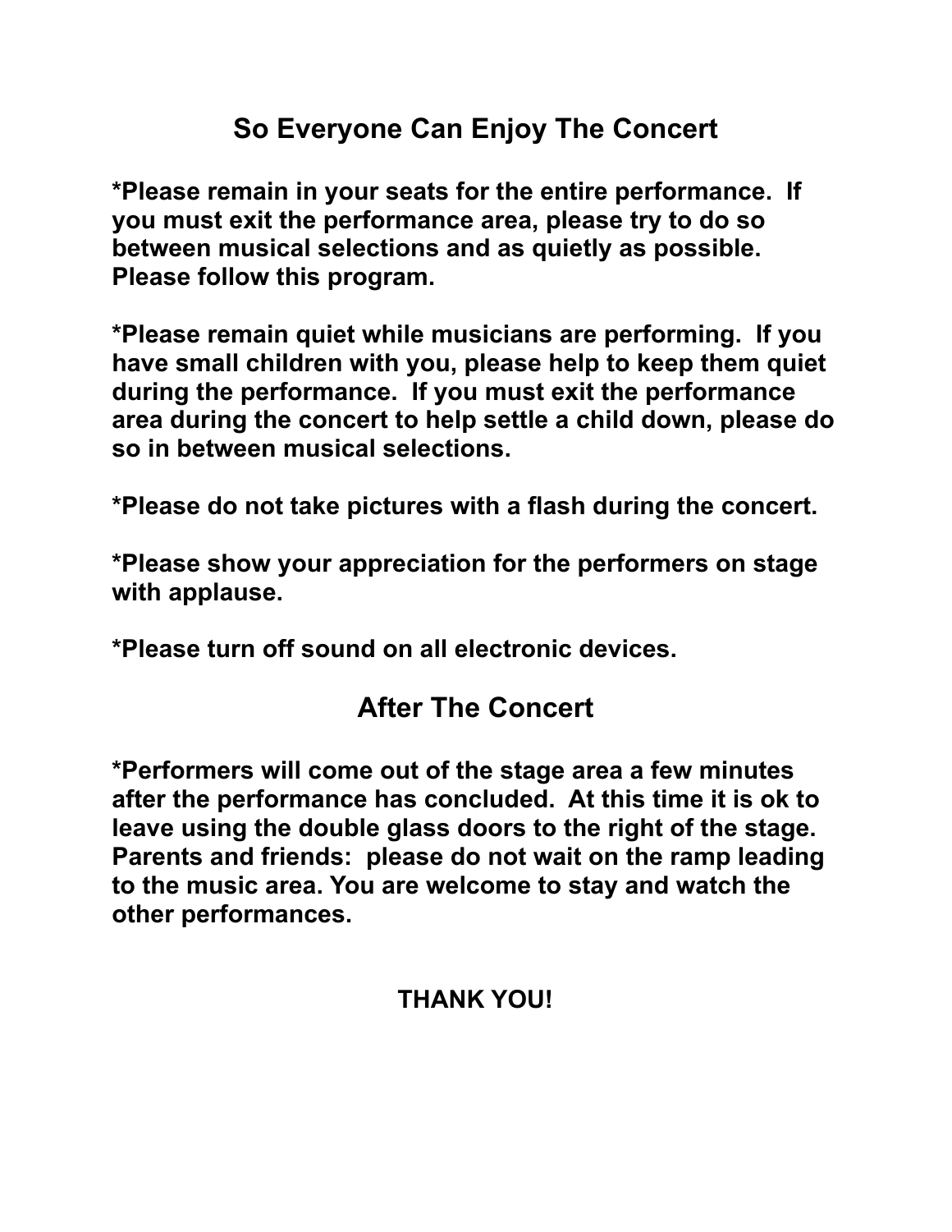## So Everyone Can Enjoy The Concert

**\*Please remain in your seats for the entire performance. If you must exit the performance area, please try to do so between musical selections and as quietly as possible. Please follow this program.**

**\*Please remain quiet while musicians are performing. If you have small children with you, please help to keep them quiet during the performance. If you must exit the performance area during the concert to help settle a child down, please do so in between musical selections.**

**\*Please do not take pictures with a flash during the concert.**

**\*Please show your appreciation for the performers on stage with applause.**

**\*Please turn off sound on all electronic devices.**

## After The Concert

**\*Performers will come out of the stage area a few minutes after the performance has concluded. At this time it is ok to leave using the double glass doors to the right of the stage. Parents and friends: please do not wait on the ramp leading to the music area. You are welcome to stay and watch the other performances.**

**THANK YOU!**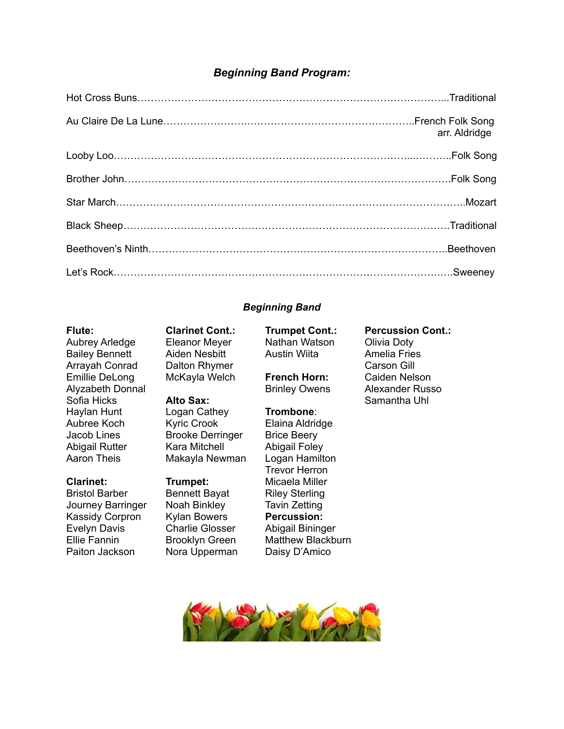## *Beginning Band Program:*

Hot Cross Buns……………………………………………………………………………...Traditional

Au Claire De La Lune………………….…………………………………………………..French Folk Song
arr. Aldridge

Looby Loo…………………………………………………………………………...………..Folk Song

Brother John…………………………………………………………………………………Folk Song

Star March…………………………………………………………………………………………..Mozart

Black Sheep……………………………………………………………………………………Traditional

Beethoven's Ninth……………………………………………………………………………..Beethoven

Let's Rock…………………………………………………………………………………….….Sweeney

## *Beginning Band*

**Flute:**
Aubrey Arledge
Bailey Bennett
Arrayah Conrad
Emillie DeLong
Alyzabeth Donnal
Sofia Hicks
Haylan Hunt
Aubree Koch
Jacob Lines
Abigail Rutter
Aaron Theis

**Clarinet:**
Bristol Barber
Journey Barringer
Kassidy Corpron
Evelyn Davis
Ellie Fannin
Paiton Jackson

**Clarinet Cont.:**
Eleanor Meyer
Aiden Nesbitt
Dalton Rhymer
McKayla Welch

**Alto Sax:**
Logan Cathey
Kyric Crook
Brooke Derringer
Kara Mitchell
Makayla Newman

**Trumpet:**
Bennett Bayat
Noah Binkley
Kylan Bowers
Charlie Glosser
Brooklyn Green
Nora Upperman

**Trumpet Cont.:**
Nathan Watson
Austin Wiita

**French Horn:**
Brinley Owens

**Trombone**:
Elaina Aldridge
Brice Beery
Abigail Foley
Logan Hamilton
Trevor Herron
Micaela Miller
Riley Sterling
Tavin Zetting

**Percussion:**
Abigail Bininger
Matthew Blackburn
Daisy D'Amico

**Percussion Cont.:**
Olivia Doty
Amelia Fries
Carson Gill
Caiden Nelson
Alexander Russo
Samantha Uhl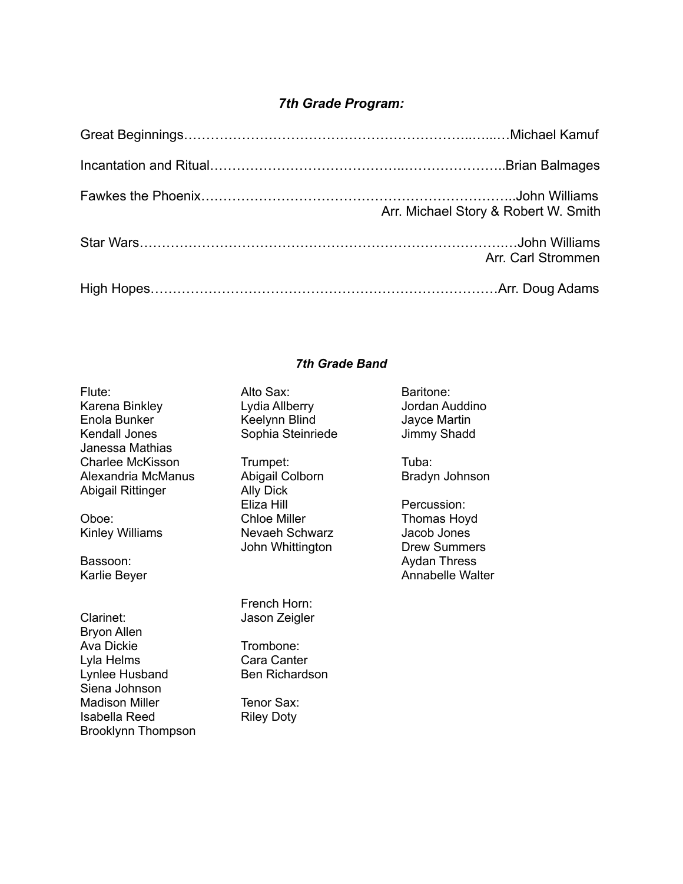### *7th Grade Program:*

Great Beginnings……………………………………………………..…..…Michael Kamuf

Incantation and Ritual…………………………………..…………………..Brian Balmages

Fawkes the Phoenix…………………………………………………………..John Williams
Arr. Michael Story & Robert W. Smith

Star Wars……………………………………………………………………..…John Williams
Arr. Carl Strommen

High Hopes…………………………………………………………………Arr. Doug Adams

### *7th Grade Band*

Flute:
Karena Binkley
Enola Bunker
Kendall Jones
Janessa Mathias
Charlee McKisson
Alexandria McManus
Abigail Rittinger

Oboe:
Kinley Williams

Bassoon:
Karlie Beyer

Clarinet:
Bryon Allen
Ava Dickie
Lyla Helms
Lynlee Husband
Siena Johnson
Madison Miller
Isabella Reed
Brooklynn Thompson

Alto Sax:
Lydia Allberry
Keelynn Blind
Sophia Steinriede

Trumpet:
Abigail Colborn
Ally Dick
Eliza Hill
Chloe Miller
Nevaeh Schwarz
John Whittington

French Horn:
Jason Zeigler

Trombone:
Cara Canter
Ben Richardson

Tenor Sax:
Riley Doty

Baritone:
Jordan Auddino
Jayce Martin
Jimmy Shadd

Tuba:
Bradyn Johnson

Percussion:
Thomas Hoyd
Jacob Jones
Drew Summers
Aydan Thress
Annabelle Walter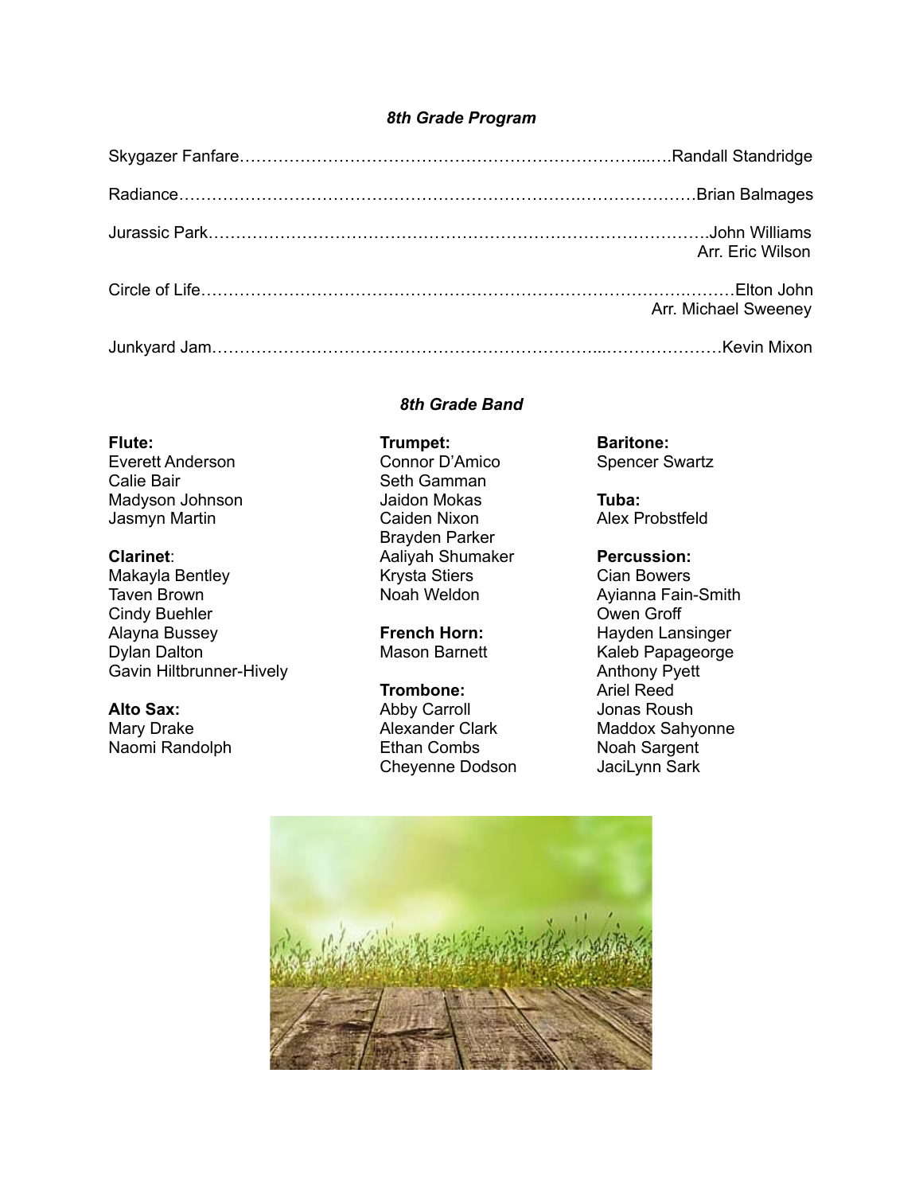### *8th Grade Program*

Skygazer Fanfare……………………………………………………………….….Randall Standridge

Radiance……………………………………………………………………………Brian Balmages

Jurassic Park………………………………………………………………………….John Williams
Arr. Eric Wilson

Circle of Life……………………………………………………………………………Elton John
Arr. Michael Sweeney

Junkyard Jam……………………………………………………………..…………………Kevin Mixon

### *8th Grade Band*

**Flute:**
Everett Anderson
Calie Bair
Madyson Johnson
Jasmyn Martin

**Clarinet**:
Makayla Bentley
Taven Brown
Cindy Buehler
Alayna Bussey
Dylan Dalton
Gavin Hiltbrunner-Hively

**Alto Sax:**
Mary Drake
Naomi Randolph

**Trumpet:**
Connor D'Amico
Seth Gamman
Jaidon Mokas
Caiden Nixon
Brayden Parker
Aaliyah Shumaker
Krysta Stiers
Noah Weldon

**French Horn:**
Mason Barnett

**Trombone:**
Abby Carroll
Alexander Clark
Ethan Combs
Cheyenne Dodson

**Baritone:**
Spencer Swartz

**Tuba:**
Alex Probstfeld

**Percussion:**
Cian Bowers
Ayianna Fain-Smith
Owen Groff
Hayden Lansinger
Kaleb Papageorge
Anthony Pyett
Ariel Reed
Jonas Roush
Maddox Sahyonne
Noah Sargent
JaciLynn Sark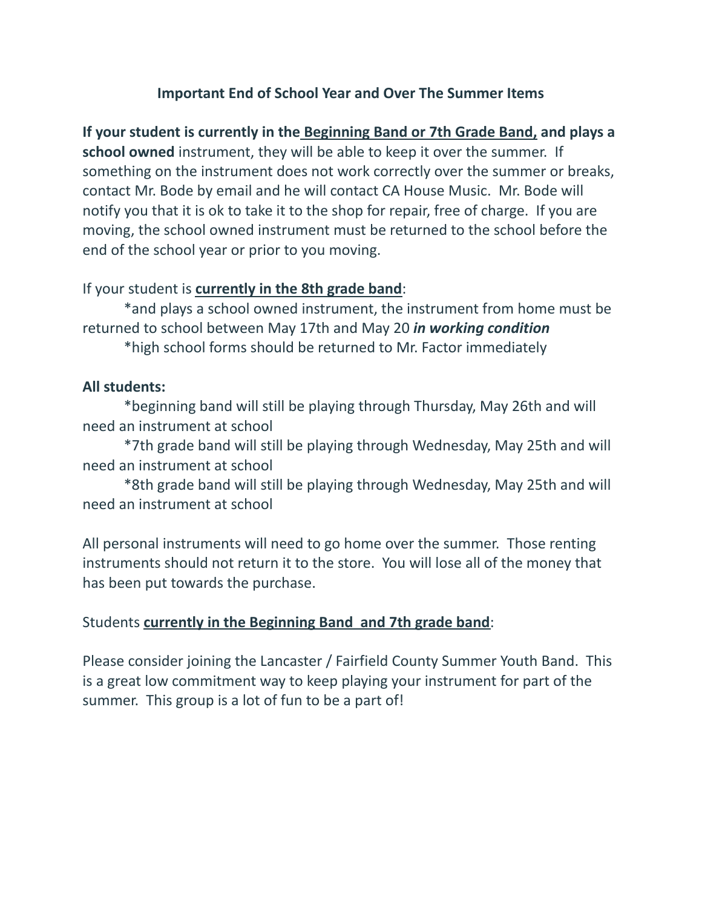## Important End of School Year and Over The Summer Items

**If your student is currently in the <u>Beginning Band or 7th Grade Band,</u> and plays a school owned** instrument, they will be able to keep it over the summer. If something on the instrument does not work correctly over the summer or breaks, contact Mr. Bode by email and he will contact CA House Music. Mr. Bode will notify you that it is ok to take it to the shop for repair, free of charge. If you are moving, the school owned instrument must be returned to the school before the end of the school year or prior to you moving.

If your student is **<u>currently in the 8th grade band</u>**:

*and plays a school owned instrument, the instrument from home must be returned to school between May 17th and May 20 ***in working condition***

*high school forms should be returned to Mr. Factor immediately

**All students:**

*beginning band will still be playing through Thursday, May 26th and will need an instrument at school

*7th grade band will still be playing through Wednesday, May 25th and will need an instrument at school

*8th grade band will still be playing through Wednesday, May 25th and will need an instrument at school

All personal instruments will need to go home over the summer. Those renting instruments should not return it to the store. You will lose all of the money that has been put towards the purchase.

Students **<u>currently in the Beginning Band and 7th grade band</u>**:

Please consider joining the Lancaster / Fairfield County Summer Youth Band. This is a great low commitment way to keep playing your instrument for part of the summer. This group is a lot of fun to be a part of!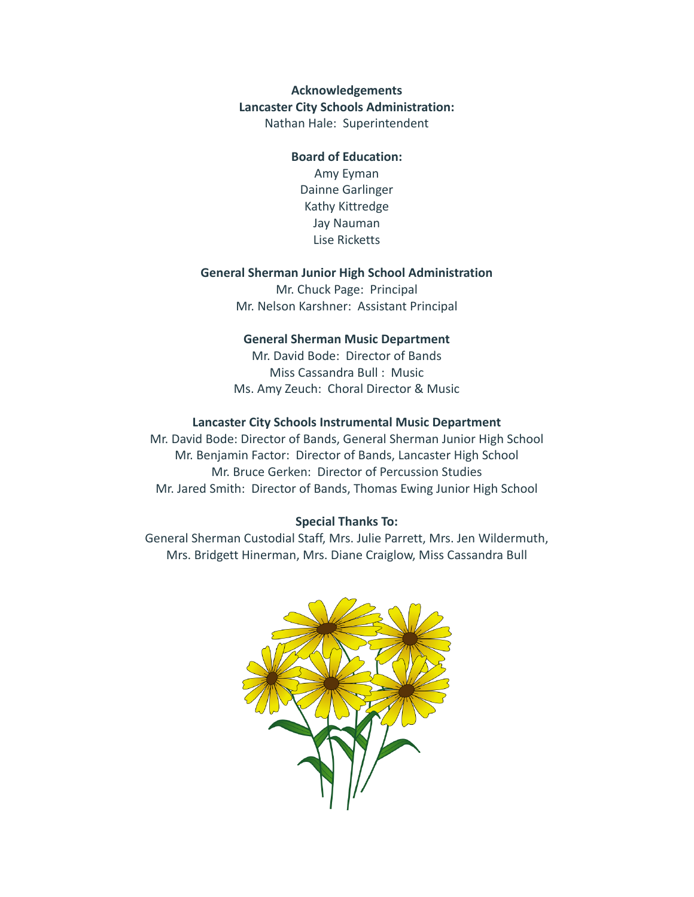**Acknowledgements**

**Lancaster City Schools Administration:**

Nathan Hale: Superintendent

**Board of Education:**

Amy Eyman
Dainne Garlinger
Kathy Kittredge
Jay Nauman
Lise Ricketts

**General Sherman Junior High School Administration**

Mr. Chuck Page: Principal
Mr. Nelson Karshner: Assistant Principal

**General Sherman Music Department**

Mr. David Bode: Director of Bands
Miss Cassandra Bull : Music
Ms. Amy Zeuch: Choral Director & Music

**Lancaster City Schools Instrumental Music Department**

Mr. David Bode: Director of Bands, General Sherman Junior High School
Mr. Benjamin Factor: Director of Bands, Lancaster High School
Mr. Bruce Gerken: Director of Percussion Studies
Mr. Jared Smith: Director of Bands, Thomas Ewing Junior High School

**Special Thanks To:**

General Sherman Custodial Staff, Mrs. Julie Parrett, Mrs. Jen Wildermuth, Mrs. Bridgett Hinerman, Mrs. Diane Craiglow, Miss Cassandra Bull